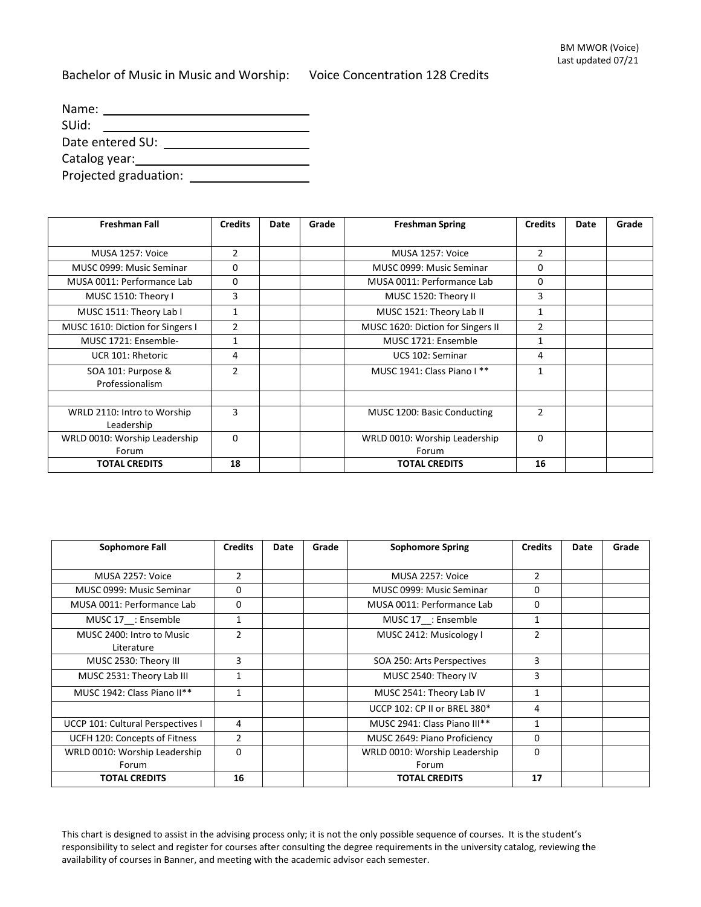BM MWOR (Voice)
Last updated 07/21

# Bachelor of Music in Music and Worship: Voice Concentration 128 Credits

Name: ______________________________
SUid: ______________________________
Date entered SU: ____________________
Catalog year: _______________________
Projected graduation: ________________

| Freshman Fall | Credits | Date | Grade | Freshman Spring | Credits | Date | Grade |
|---|---|---|---|---|---|---|---|
| MUSA 1257: Voice | 2 | | | MUSA 1257: Voice | 2 | | |
| MUSC 0999: Music Seminar | 0 | | | MUSC 0999: Music Seminar | 0 | | |
| MUSA 0011: Performance Lab | 0 | | | MUSA 0011: Performance Lab | 0 | | |
| MUSC 1510: Theory I | 3 | | | MUSC 1520: Theory II | 3 | | |
| MUSC 1511: Theory Lab I | 1 | | | MUSC 1521: Theory Lab II | 1 | | |
| MUSC 1610: Diction for Singers I | 2 | | | MUSC 1620: Diction for Singers II | 2 | | |
| MUSC 1721: Ensemble- | 1 | | | MUSC 1721: Ensemble | 1 | | |
| UCR 101: Rhetoric | 4 | | | UCS 102: Seminar | 4 | | |
| SOA 101: Purpose & Professionalism | 2 | | | MUSC 1941: Class Piano I ** | 1 | | |
| | | | | | | | |
| WRLD 2110: Intro to Worship Leadership | 3 | | | MUSC 1200: Basic Conducting | 2 | | |
| WRLD 0010: Worship Leadership Forum | 0 | | | WRLD 0010: Worship Leadership Forum | 0 | | |
| **TOTAL CREDITS** | **18** | | | **TOTAL CREDITS** | **16** | | |

| Sophomore Fall | Credits | Date | Grade | Sophomore Spring | Credits | Date | Grade |
|---|---|---|---|---|---|---|---|
| MUSA 2257: Voice | 2 | | | MUSA 2257: Voice | 2 | | |
| MUSC 0999: Music Seminar | 0 | | | MUSC 0999: Music Seminar | 0 | | |
| MUSA 0011: Performance Lab | 0 | | | MUSA 0011: Performance Lab | 0 | | |
| MUSC 17__: Ensemble | 1 | | | MUSC 17__: Ensemble | 1 | | |
| MUSC 2400: Intro to Music Literature | 2 | | | MUSC 2412: Musicology I | 2 | | |
| MUSC 2530: Theory III | 3 | | | SOA 250: Arts Perspectives | 3 | | |
| MUSC 2531: Theory Lab III | 1 | | | MUSC 2540: Theory IV | 3 | | |
| MUSC 1942: Class Piano II** | 1 | | | MUSC 2541: Theory Lab IV | 1 | | |
| | | | | UCCP 102: CP II or BREL 380* | 4 | | |
| UCCP 101: Cultural Perspectives I | 4 | | | MUSC 2941: Class Piano III** | 1 | | |
| UCFH 120: Concepts of Fitness | 2 | | | MUSC 2649: Piano Proficiency | 0 | | |
| WRLD 0010: Worship Leadership Forum | 0 | | | WRLD 0010: Worship Leadership Forum | 0 | | |
| **TOTAL CREDITS** | **16** | | | **TOTAL CREDITS** | **17** | | |

This chart is designed to assist in the advising process only; it is not the only possible sequence of courses. It is the student's responsibility to select and register for courses after consulting the degree requirements in the university catalog, reviewing the availability of courses in Banner, and meeting with the academic advisor each semester.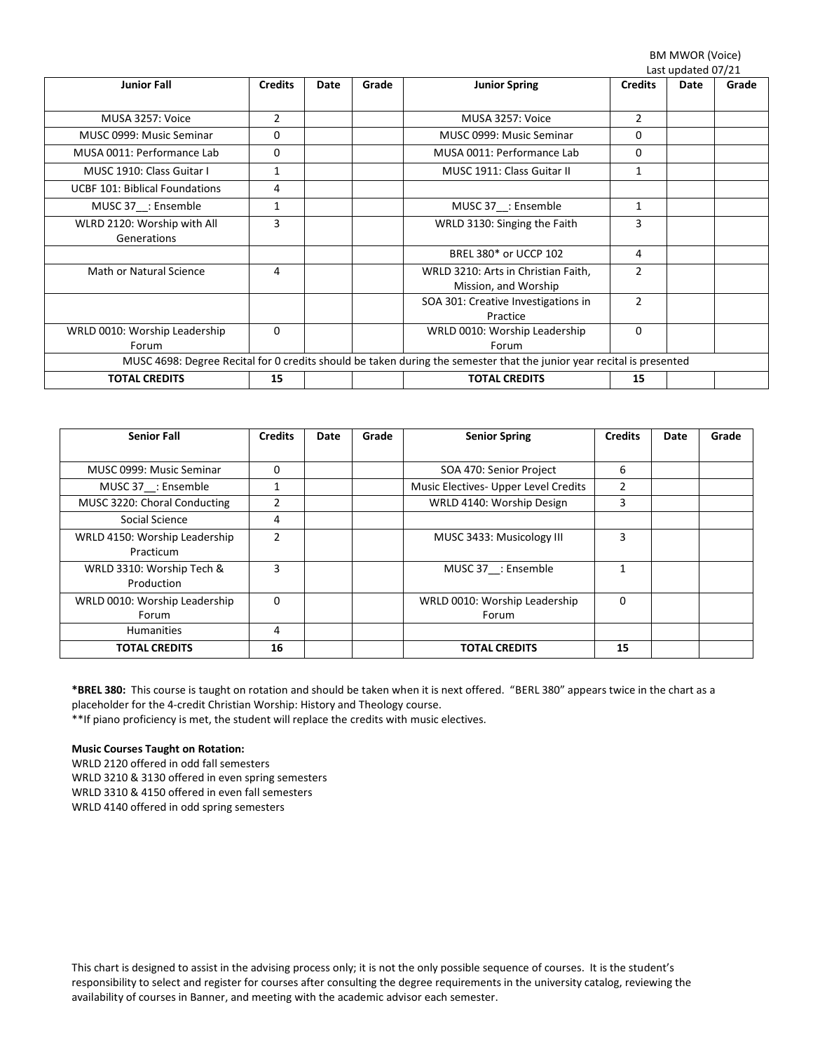BM MWOR (Voice)
Last updated 07/21

| Junior Fall | Credits | Date | Grade | Junior Spring | Credits | Date | Grade |
|---|---|---|---|---|---|---|---|
| MUSA 3257: Voice | 2 | | | MUSA 3257: Voice | 2 | | |
| MUSC 0999: Music Seminar | 0 | | | MUSC 0999: Music Seminar | 0 | | |
| MUSA 0011: Performance Lab | 0 | | | MUSA 0011: Performance Lab | 0 | | |
| MUSC 1910: Class Guitar I | 1 | | | MUSC 1911: Class Guitar II | 1 | | |
| UCBF 101: Biblical Foundations | 4 | | | | | | |
| MUSC 37__: Ensemble | 1 | | | MUSC 37__: Ensemble | 1 | | |
| WLRD 2120: Worship with All Generations | 3 | | | WRLD 3130: Singing the Faith | 3 | | |
| | | | | BREL 380* or UCCP 102 | 4 | | |
| Math or Natural Science | 4 | | | WRLD 3210: Arts in Christian Faith, Mission, and Worship | 2 | | |
| | | | | SOA 301: Creative Investigations in Practice | 2 | | |
| WRLD 0010: Worship Leadership Forum | 0 | | | WRLD 0010: Worship Leadership Forum | 0 | | |
| MUSC 4698: Degree Recital for 0 credits should be taken during the semester that the junior year recital is presented | | | | | | | |
| **TOTAL CREDITS** | **15** | | | **TOTAL CREDITS** | **15** | | |

| Senior Fall | Credits | Date | Grade | Senior Spring | Credits | Date | Grade |
|---|---|---|---|---|---|---|---|
| MUSC 0999: Music Seminar | 0 | | | SOA 470: Senior Project | 6 | | |
| MUSC 37__: Ensemble | 1 | | | Music Electives- Upper Level Credits | 2 | | |
| MUSC 3220: Choral Conducting | 2 | | | WRLD 4140: Worship Design | 3 | | |
| Social Science | 4 | | | | | | |
| WRLD 4150: Worship Leadership Practicum | 2 | | | MUSC 3433: Musicology III | 3 | | |
| WRLD 3310: Worship Tech & Production | 3 | | | MUSC 37__: Ensemble | 1 | | |
| WRLD 0010: Worship Leadership Forum | 0 | | | WRLD 0010: Worship Leadership Forum | 0 | | |
| Humanities | 4 | | | | | | |
| **TOTAL CREDITS** | **16** | | | **TOTAL CREDITS** | **15** | | |

**\*BREL 380:** This course is taught on rotation and should be taken when it is next offered. "BERL 380" appears twice in the chart as a placeholder for the 4-credit Christian Worship: History and Theology course.
**If piano proficiency is met, the student will replace the credits with music electives.

**Music Courses Taught on Rotation:**
WRLD 2120 offered in odd fall semesters
WRLD 3210 & 3130 offered in even spring semesters
WRLD 3310 & 4150 offered in even fall semesters
WRLD 4140 offered in odd spring semesters

This chart is designed to assist in the advising process only; it is not the only possible sequence of courses. It is the student's responsibility to select and register for courses after consulting the degree requirements in the university catalog, reviewing the availability of courses in Banner, and meeting with the academic advisor each semester.